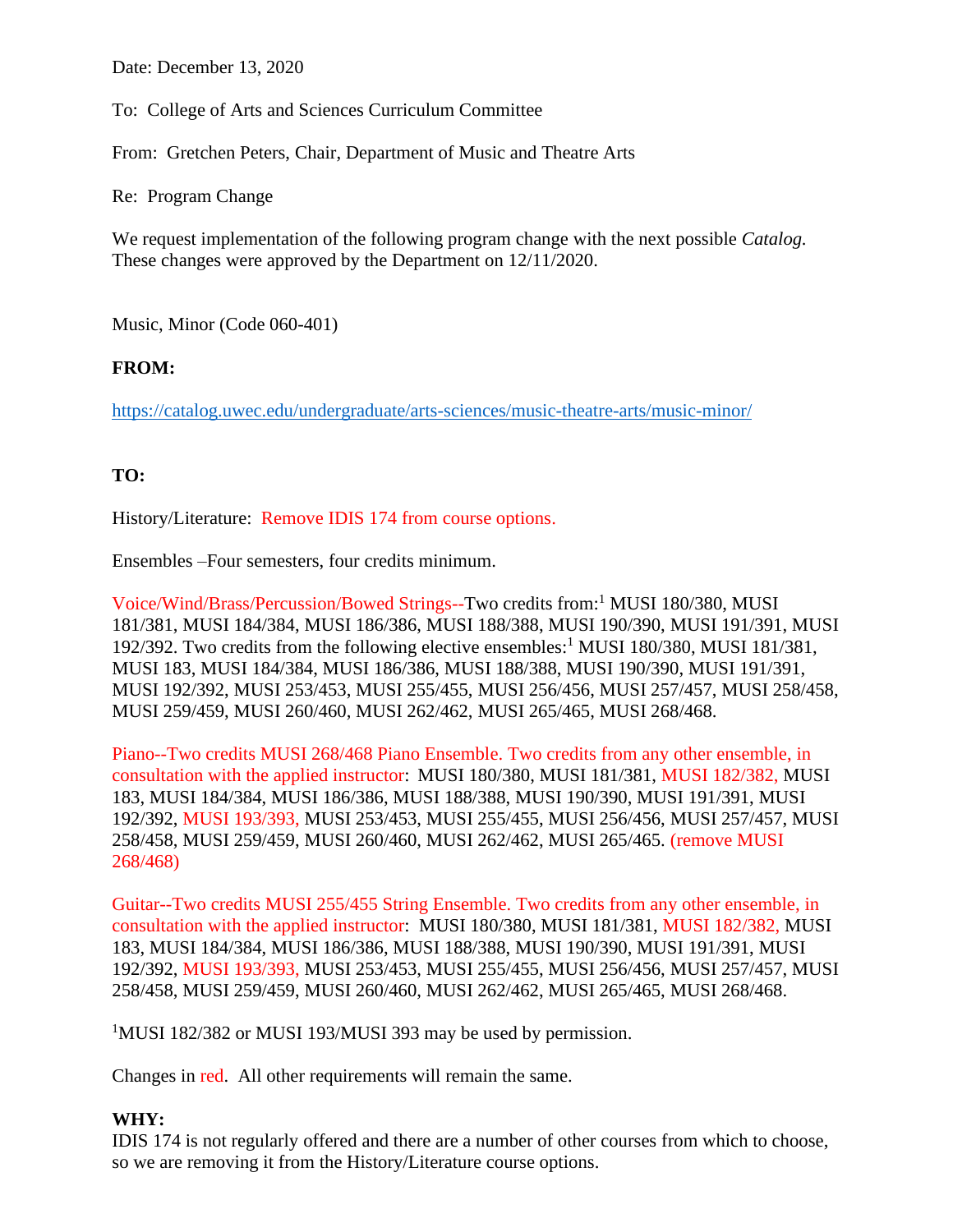Date: December 13, 2020

To: College of Arts and Sciences Curriculum Committee

From: Gretchen Peters, Chair, Department of Music and Theatre Arts

Re: Program Change

We request implementation of the following program change with the next possible *Catalog.* These changes were approved by the Department on 12/11/2020.

Music, Minor (Code 060-401)

**FROM:**

https://catalog.uwec.edu/undergraduate/arts-sciences/music-theatre-arts/music-minor/

**TO:**

History/Literature: Remove IDIS 174 from course options.

Ensembles –Four semesters, four credits minimum.

Voice/Wind/Brass/Percussion/Bowed Strings--Two credits from:[1] MUSI 180/380, MUSI 181/381, MUSI 184/384, MUSI 186/386, MUSI 188/388, MUSI 190/390, MUSI 191/391, MUSI 192/392. Two credits from the following elective ensembles:[1] MUSI 180/380, MUSI 181/381, MUSI 183, MUSI 184/384, MUSI 186/386, MUSI 188/388, MUSI 190/390, MUSI 191/391, MUSI 192/392, MUSI 253/453, MUSI 255/455, MUSI 256/456, MUSI 257/457, MUSI 258/458, MUSI 259/459, MUSI 260/460, MUSI 262/462, MUSI 265/465, MUSI 268/468.

Piano--Two credits MUSI 268/468 Piano Ensemble. Two credits from any other ensemble, in consultation with the applied instructor: MUSI 180/380, MUSI 181/381, MUSI 182/382, MUSI 183, MUSI 184/384, MUSI 186/386, MUSI 188/388, MUSI 190/390, MUSI 191/391, MUSI 192/392, MUSI 193/393, MUSI 253/453, MUSI 255/455, MUSI 256/456, MUSI 257/457, MUSI 258/458, MUSI 259/459, MUSI 260/460, MUSI 262/462, MUSI 265/465. (remove MUSI 268/468)

Guitar--Two credits MUSI 255/455 String Ensemble. Two credits from any other ensemble, in consultation with the applied instructor: MUSI 180/380, MUSI 181/381, MUSI 182/382, MUSI 183, MUSI 184/384, MUSI 186/386, MUSI 188/388, MUSI 190/390, MUSI 191/391, MUSI 192/392, MUSI 193/393, MUSI 253/453, MUSI 255/455, MUSI 256/456, MUSI 257/457, MUSI 258/458, MUSI 259/459, MUSI 260/460, MUSI 262/462, MUSI 265/465, MUSI 268/468.

[1]MUSI 182/382 or MUSI 193/MUSI 393 may be used by permission.

Changes in red. All other requirements will remain the same.

**WHY:**
IDIS 174 is not regularly offered and there are a number of other courses from which to choose, so we are removing it from the History/Literature course options.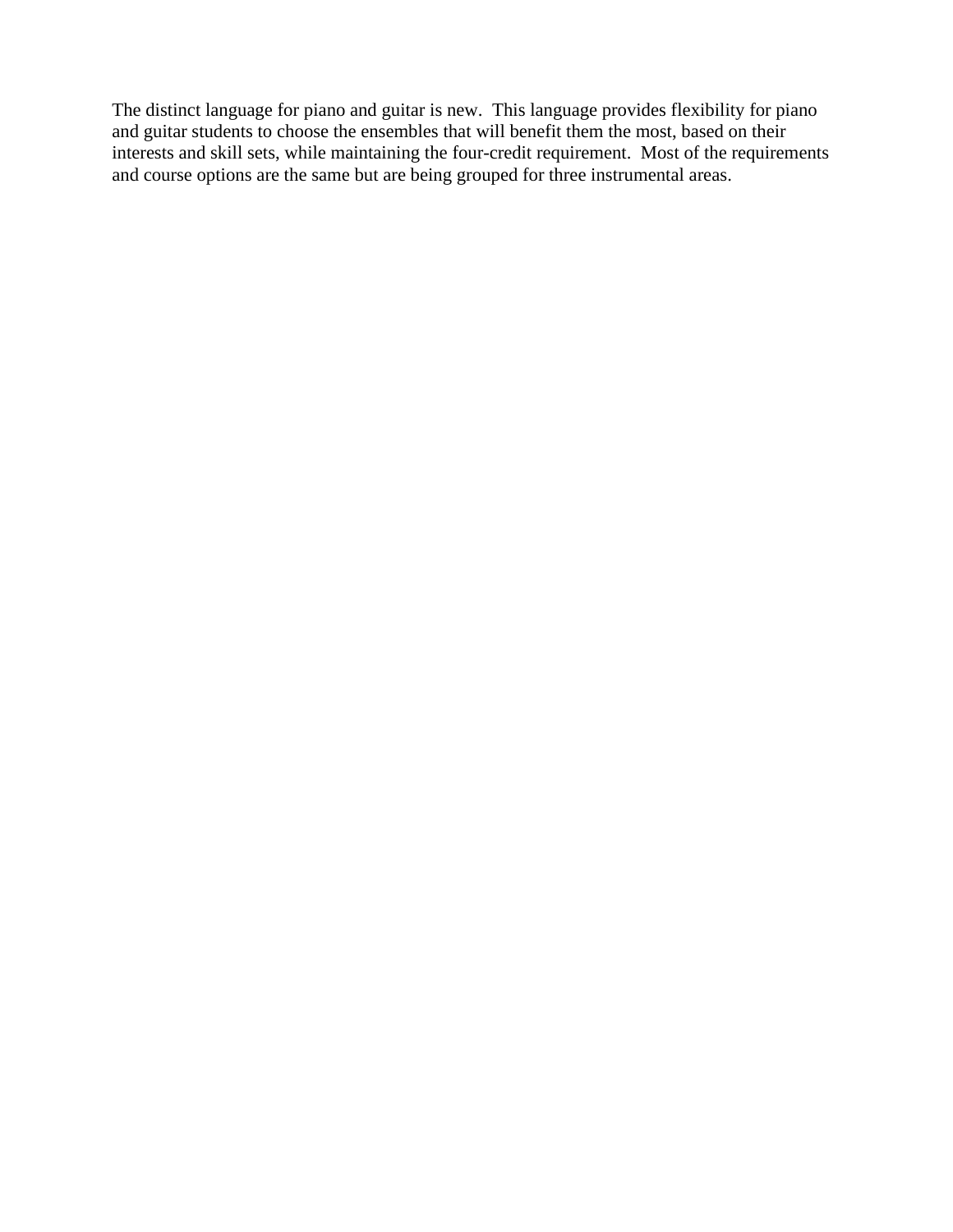The distinct language for piano and guitar is new. This language provides flexibility for piano and guitar students to choose the ensembles that will benefit them the most, based on their interests and skill sets, while maintaining the four-credit requirement. Most of the requirements and course options are the same but are being grouped for three instrumental areas.